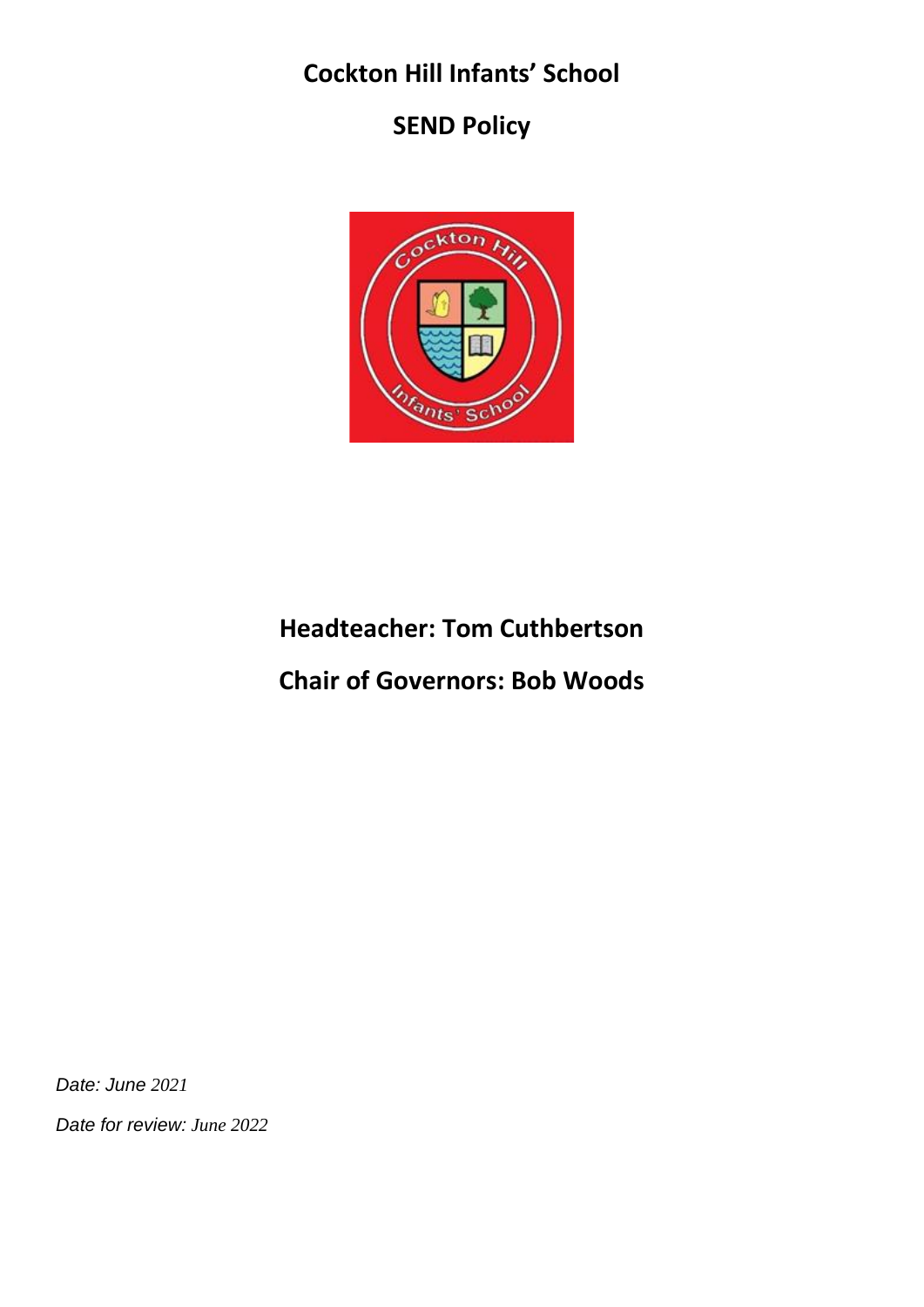# Cockton Hill Infants' School

## SEND Policy

## Headteacher: Tom Cuthbertson

## Chair of Governors: Bob Woods

*Date: June 2021*

*Date for review: June 2022*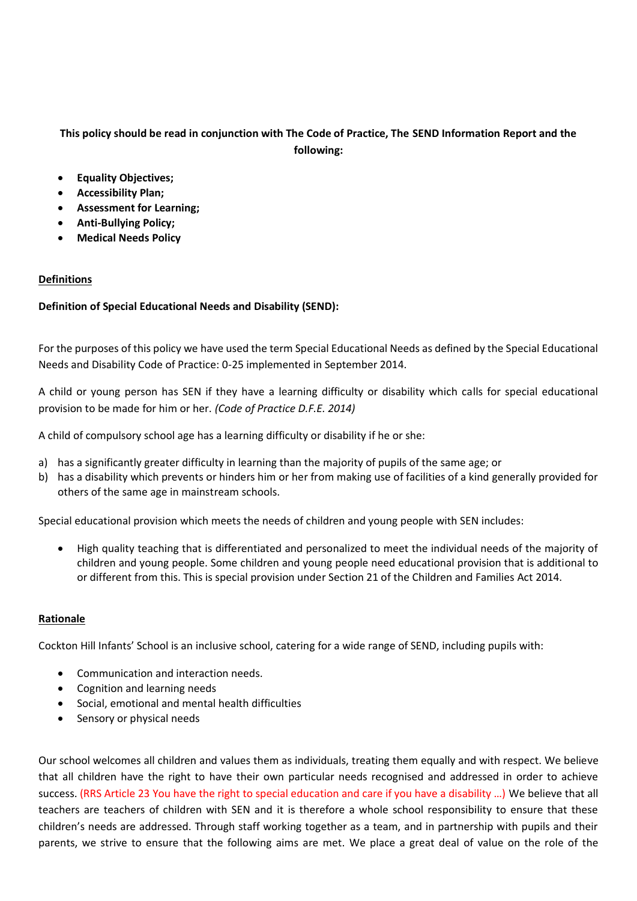**This policy should be read in conjunction with The Code of Practice, The SEND Information Report and the following:**

- **Equality Objectives;**
- **Accessibility Plan;**
- **Assessment for Learning;**
- **Anti-Bullying Policy;**
- **Medical Needs Policy**

## Definitions

**Definition of Special Educational Needs and Disability (SEND):**

For the purposes of this policy we have used the term Special Educational Needs as defined by the Special Educational Needs and Disability Code of Practice: 0-25 implemented in September 2014.

A child or young person has SEN if they have a learning difficulty or disability which calls for special educational provision to be made for him or her. *(Code of Practice D.F.E. 2014)*

A child of compulsory school age has a learning difficulty or disability if he or she:

a) has a significantly greater difficulty in learning than the majority of pupils of the same age; or
b) has a disability which prevents or hinders him or her from making use of facilities of a kind generally provided for others of the same age in mainstream schools.

Special educational provision which meets the needs of children and young people with SEN includes:

- High quality teaching that is differentiated and personalized to meet the individual needs of the majority of children and young people. Some children and young people need educational provision that is additional to or different from this. This is special provision under Section 21 of the Children and Families Act 2014.

## Rationale

Cockton Hill Infants' School is an inclusive school, catering for a wide range of SEND, including pupils with:

- Communication and interaction needs.
- Cognition and learning needs
- Social, emotional and mental health difficulties
- Sensory or physical needs

Our school welcomes all children and values them as individuals, treating them equally and with respect. We believe that all children have the right to have their own particular needs recognised and addressed in order to achieve success. (RRS Article 23 You have the right to special education and care if you have a disability …) We believe that all teachers are teachers of children with SEN and it is therefore a whole school responsibility to ensure that these children's needs are addressed. Through staff working together as a team, and in partnership with pupils and their parents, we strive to ensure that the following aims are met. We place a great deal of value on the role of the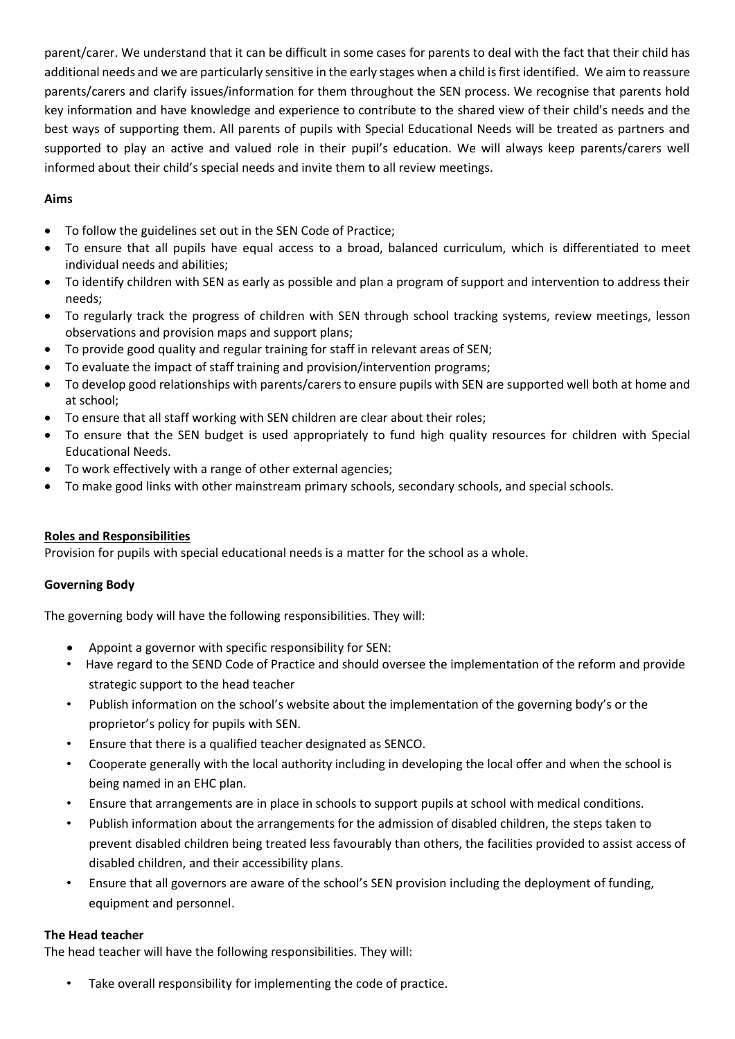parent/carer. We understand that it can be difficult in some cases for parents to deal with the fact that their child has additional needs and we are particularly sensitive in the early stages when a child is first identified. We aim to reassure parents/carers and clarify issues/information for them throughout the SEN process. We recognise that parents hold key information and have knowledge and experience to contribute to the shared view of their child's needs and the best ways of supporting them. All parents of pupils with Special Educational Needs will be treated as partners and supported to play an active and valued role in their pupil's education. We will always keep parents/carers well informed about their child's special needs and invite them to all review meetings.

**Aims**

- To follow the guidelines set out in the SEN Code of Practice;
- To ensure that all pupils have equal access to a broad, balanced curriculum, which is differentiated to meet individual needs and abilities;
- To identify children with SEN as early as possible and plan a program of support and intervention to address their needs;
- To regularly track the progress of children with SEN through school tracking systems, review meetings, lesson observations and provision maps and support plans;
- To provide good quality and regular training for staff in relevant areas of SEN;
- To evaluate the impact of staff training and provision/intervention programs;
- To develop good relationships with parents/carers to ensure pupils with SEN are supported well both at home and at school;
- To ensure that all staff working with SEN children are clear about their roles;
- To ensure that the SEN budget is used appropriately to fund high quality resources for children with Special Educational Needs.
- To work effectively with a range of other external agencies;
- To make good links with other mainstream primary schools, secondary schools, and special schools.

**Roles and Responsibilities**

Provision for pupils with special educational needs is a matter for the school as a whole.

**Governing Body**

The governing body will have the following responsibilities. They will:

- Appoint a governor with specific responsibility for SEN:
- Have regard to the SEND Code of Practice and should oversee the implementation of the reform and provide strategic support to the head teacher
- Publish information on the school's website about the implementation of the governing body's or the proprietor's policy for pupils with SEN.
- Ensure that there is a qualified teacher designated as SENCO.
- Cooperate generally with the local authority including in developing the local offer and when the school is being named in an EHC plan.
- Ensure that arrangements are in place in schools to support pupils at school with medical conditions.
- Publish information about the arrangements for the admission of disabled children, the steps taken to prevent disabled children being treated less favourably than others, the facilities provided to assist access of disabled children, and their accessibility plans.
- Ensure that all governors are aware of the school's SEN provision including the deployment of funding, equipment and personnel.

**The Head teacher**

The head teacher will have the following responsibilities. They will:

- Take overall responsibility for implementing the code of practice.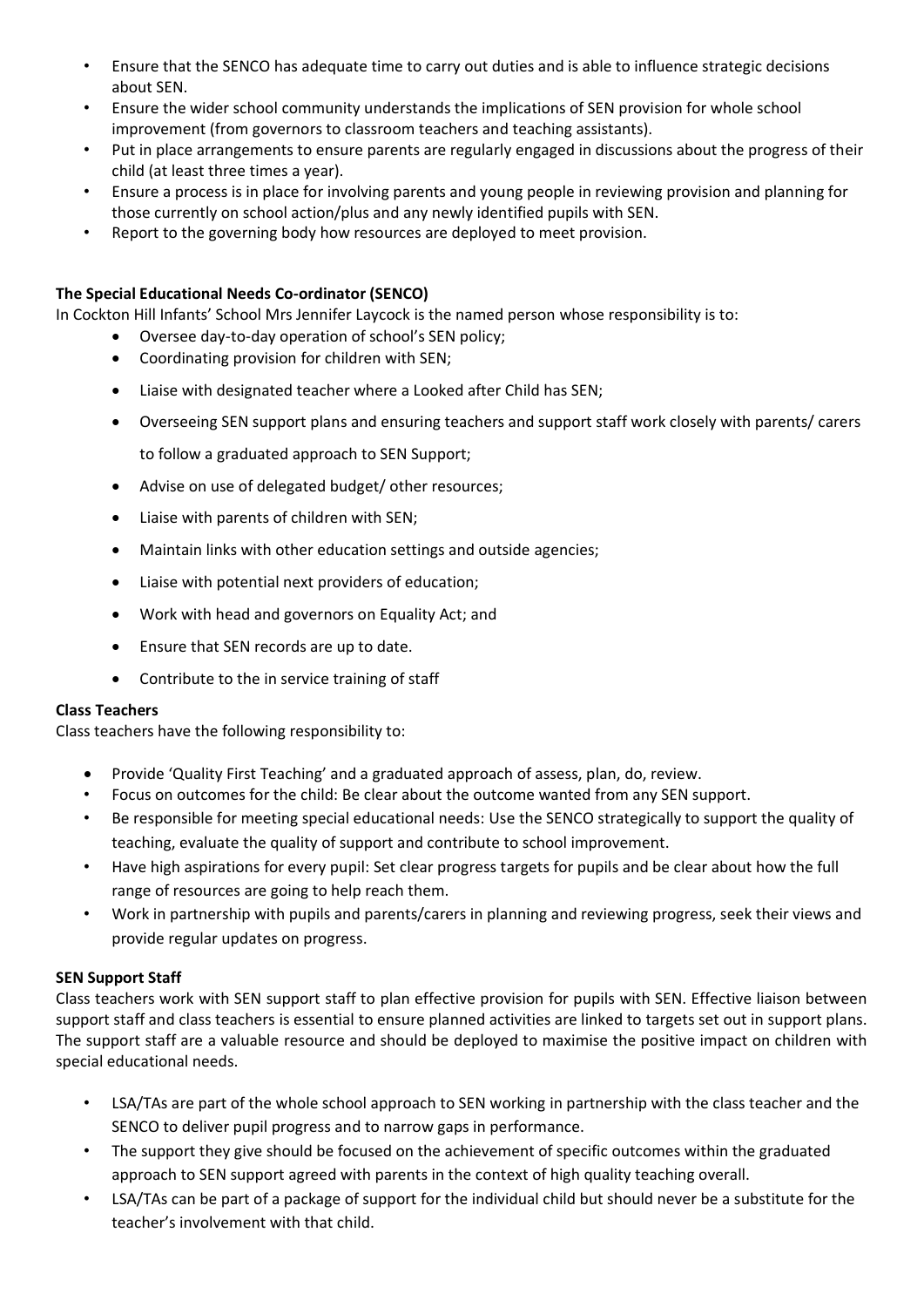- Ensure that the SENCO has adequate time to carry out duties and is able to influence strategic decisions about SEN.
- Ensure the wider school community understands the implications of SEN provision for whole school improvement (from governors to classroom teachers and teaching assistants).
- Put in place arrangements to ensure parents are regularly engaged in discussions about the progress of their child (at least three times a year).
- Ensure a process is in place for involving parents and young people in reviewing provision and planning for those currently on school action/plus and any newly identified pupils with SEN.
- Report to the governing body how resources are deployed to meet provision.

**The Special Educational Needs Co-ordinator (SENCO)**

In Cockton Hill Infants' School Mrs Jennifer Laycock is the named person whose responsibility is to:

- Oversee day-to-day operation of school's SEN policy;
- Coordinating provision for children with SEN;
- Liaise with designated teacher where a Looked after Child has SEN;
- Overseeing SEN support plans and ensuring teachers and support staff work closely with parents/ carers to follow a graduated approach to SEN Support;
- Advise on use of delegated budget/ other resources;
- Liaise with parents of children with SEN;
- Maintain links with other education settings and outside agencies;
- Liaise with potential next providers of education;
- Work with head and governors on Equality Act; and
- Ensure that SEN records are up to date.
- Contribute to the in service training of staff

**Class Teachers**

Class teachers have the following responsibility to:

- Provide 'Quality First Teaching' and a graduated approach of assess, plan, do, review.
- Focus on outcomes for the child: Be clear about the outcome wanted from any SEN support.
- Be responsible for meeting special educational needs: Use the SENCO strategically to support the quality of teaching, evaluate the quality of support and contribute to school improvement.
- Have high aspirations for every pupil: Set clear progress targets for pupils and be clear about how the full range of resources are going to help reach them.
- Work in partnership with pupils and parents/carers in planning and reviewing progress, seek their views and provide regular updates on progress.

**SEN Support Staff**

Class teachers work with SEN support staff to plan effective provision for pupils with SEN. Effective liaison between support staff and class teachers is essential to ensure planned activities are linked to targets set out in support plans. The support staff are a valuable resource and should be deployed to maximise the positive impact on children with special educational needs.

- LSA/TAs are part of the whole school approach to SEN working in partnership with the class teacher and the SENCO to deliver pupil progress and to narrow gaps in performance.
- The support they give should be focused on the achievement of specific outcomes within the graduated approach to SEN support agreed with parents in the context of high quality teaching overall.
- LSA/TAs can be part of a package of support for the individual child but should never be a substitute for the teacher's involvement with that child.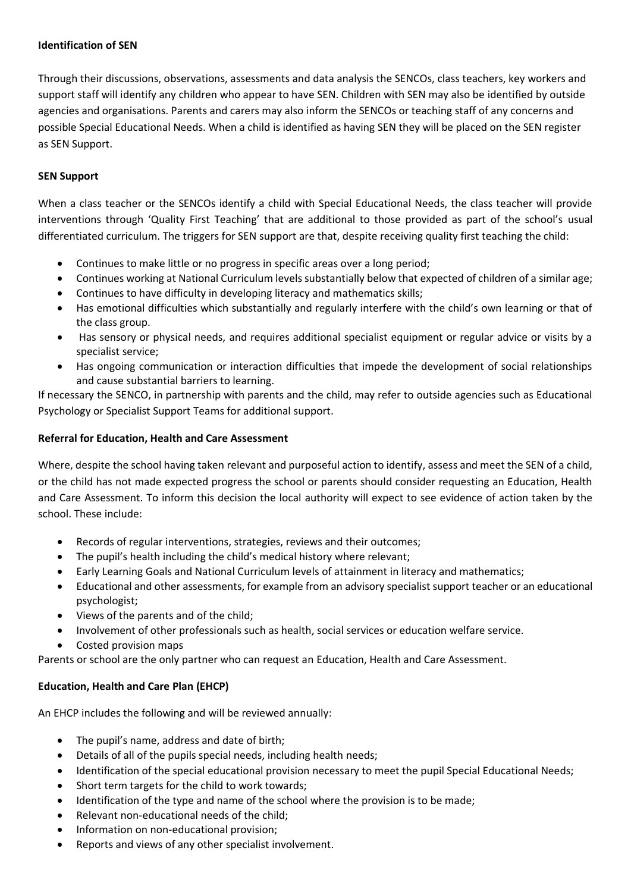**Identification of SEN**

Through their discussions, observations, assessments and data analysis the SENCOs, class teachers, key workers and support staff will identify any children who appear to have SEN. Children with SEN may also be identified by outside agencies and organisations. Parents and carers may also inform the SENCOs or teaching staff of any concerns and possible Special Educational Needs. When a child is identified as having SEN they will be placed on the SEN register as SEN Support.

**SEN Support**

When a class teacher or the SENCOs identify a child with Special Educational Needs, the class teacher will provide interventions through 'Quality First Teaching' that are additional to those provided as part of the school's usual differentiated curriculum. The triggers for SEN support are that, despite receiving quality first teaching the child:

- Continues to make little or no progress in specific areas over a long period;
- Continues working at National Curriculum levels substantially below that expected of children of a similar age;
- Continues to have difficulty in developing literacy and mathematics skills;
- Has emotional difficulties which substantially and regularly interfere with the child's own learning or that of the class group.
- Has sensory or physical needs, and requires additional specialist equipment or regular advice or visits by a specialist service;
- Has ongoing communication or interaction difficulties that impede the development of social relationships and cause substantial barriers to learning.

If necessary the SENCO, in partnership with parents and the child, may refer to outside agencies such as Educational Psychology or Specialist Support Teams for additional support.

**Referral for Education, Health and Care Assessment**

Where, despite the school having taken relevant and purposeful action to identify, assess and meet the SEN of a child, or the child has not made expected progress the school or parents should consider requesting an Education, Health and Care Assessment. To inform this decision the local authority will expect to see evidence of action taken by the school. These include:

- Records of regular interventions, strategies, reviews and their outcomes;
- The pupil's health including the child's medical history where relevant;
- Early Learning Goals and National Curriculum levels of attainment in literacy and mathematics;
- Educational and other assessments, for example from an advisory specialist support teacher or an educational psychologist;
- Views of the parents and of the child;
- Involvement of other professionals such as health, social services or education welfare service.
- Costed provision maps

Parents or school are the only partner who can request an Education, Health and Care Assessment.

**Education, Health and Care Plan (EHCP)**

An EHCP includes the following and will be reviewed annually:

- The pupil's name, address and date of birth;
- Details of all of the pupils special needs, including health needs;
- Identification of the special educational provision necessary to meet the pupil Special Educational Needs;
- Short term targets for the child to work towards;
- Identification of the type and name of the school where the provision is to be made;
- Relevant non-educational needs of the child;
- Information on non-educational provision;
- Reports and views of any other specialist involvement.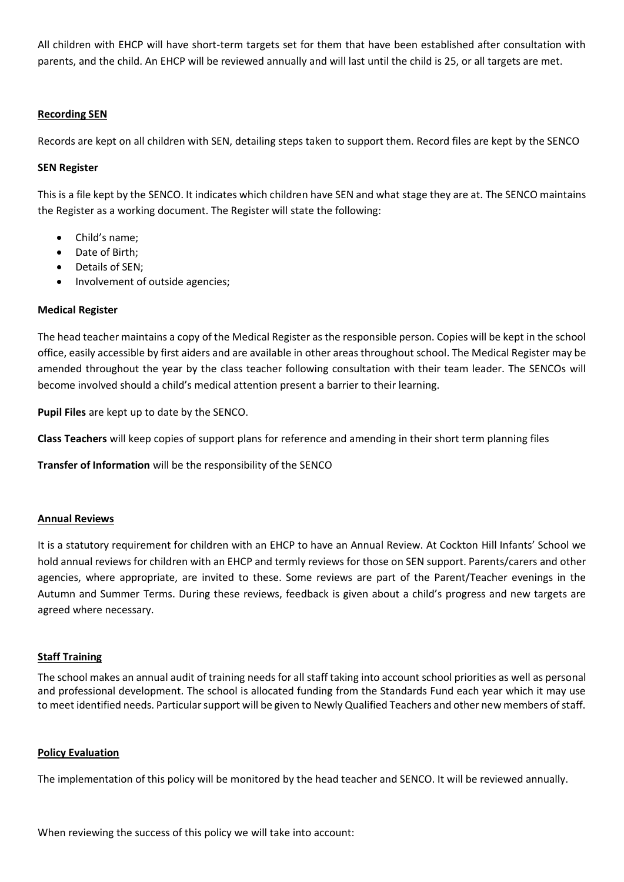All children with EHCP will have short-term targets set for them that have been established after consultation with parents, and the child. An EHCP will be reviewed annually and will last until the child is 25, or all targets are met.

## Recording SEN

Records are kept on all children with SEN, detailing steps taken to support them. Record files are kept by the SENCO

### SEN Register

This is a file kept by the SENCO. It indicates which children have SEN and what stage they are at. The SENCO maintains the Register as a working document. The Register will state the following:

- Child's name;
- Date of Birth;
- Details of SEN;
- Involvement of outside agencies;

### Medical Register

The head teacher maintains a copy of the Medical Register as the responsible person. Copies will be kept in the school office, easily accessible by first aiders and are available in other areas throughout school. The Medical Register may be amended throughout the year by the class teacher following consultation with their team leader. The SENCOs will become involved should a child's medical attention present a barrier to their learning.

**Pupil Files** are kept up to date by the SENCO.

**Class Teachers** will keep copies of support plans for reference and amending in their short term planning files

**Transfer of Information** will be the responsibility of the SENCO

## Annual Reviews

It is a statutory requirement for children with an EHCP to have an Annual Review. At Cockton Hill Infants' School we hold annual reviews for children with an EHCP and termly reviews for those on SEN support. Parents/carers and other agencies, where appropriate, are invited to these. Some reviews are part of the Parent/Teacher evenings in the Autumn and Summer Terms. During these reviews, feedback is given about a child's progress and new targets are agreed where necessary.

## Staff Training

The school makes an annual audit of training needs for all staff taking into account school priorities as well as personal and professional development. The school is allocated funding from the Standards Fund each year which it may use to meet identified needs. Particular support will be given to Newly Qualified Teachers and other new members of staff.

## Policy Evaluation

The implementation of this policy will be monitored by the head teacher and SENCO. It will be reviewed annually.

When reviewing the success of this policy we will take into account: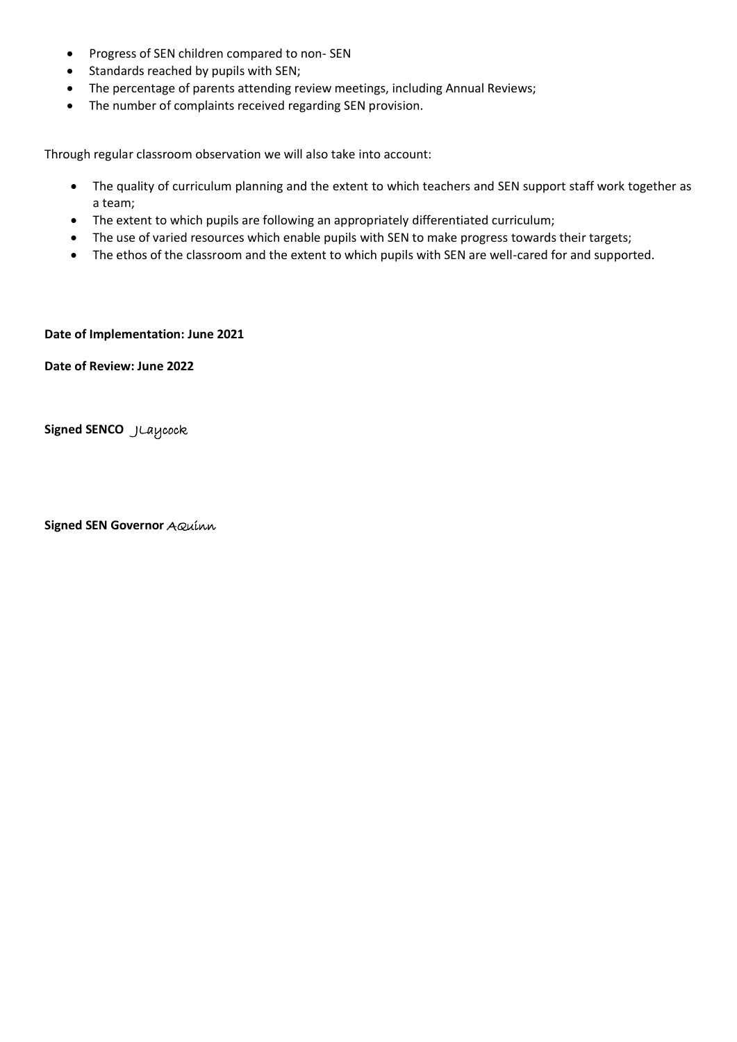- Progress of SEN children compared to non- SEN
- Standards reached by pupils with SEN;
- The percentage of parents attending review meetings, including Annual Reviews;
- The number of complaints received regarding SEN provision.

Through regular classroom observation we will also take into account:

- The quality of curriculum planning and the extent to which teachers and SEN support staff work together as a team;
- The extent to which pupils are following an appropriately differentiated curriculum;
- The use of varied resources which enable pupils with SEN to make progress towards their targets;
- The ethos of the classroom and the extent to which pupils with SEN are well-cared for and supported.

**Date of Implementation: June 2021**

**Date of Review: June 2022**

**Signed SENCO** JLaycock

**Signed SEN Governor** AQuinn